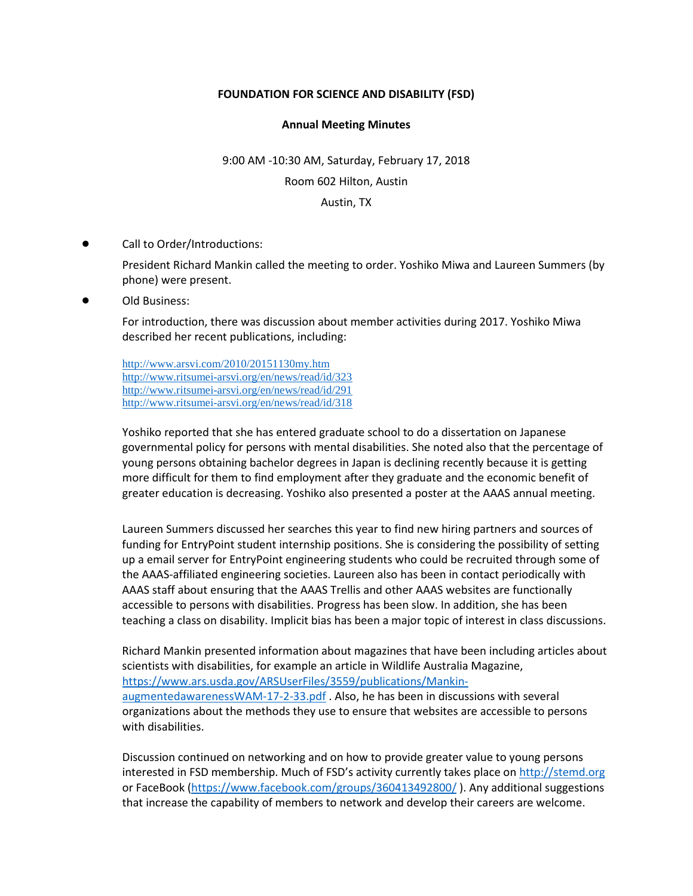**FOUNDATION FOR SCIENCE AND DISABILITY (FSD)**

**Annual Meeting Minutes**

9:00 AM -10:30 AM, Saturday, February 17, 2018

Room 602 Hilton, Austin

Austin, TX

- Call to Order/Introductions:

  President Richard Mankin called the meeting to order. Yoshiko Miwa and Laureen Summers (by phone) were present.

- Old Business:

  For introduction, there was discussion about member activities during 2017. Yoshiko Miwa described her recent publications, including:

  http://www.arsvi.com/2010/20151130my.htm
  http://www.ritsumei-arsvi.org/en/news/read/id/323
  http://www.ritsumei-arsvi.org/en/news/read/id/291
  http://www.ritsumei-arsvi.org/en/news/read/id/318

  Yoshiko reported that she has entered graduate school to do a dissertation on Japanese governmental policy for persons with mental disabilities. She noted also that the percentage of young persons obtaining bachelor degrees in Japan is declining recently because it is getting more difficult for them to find employment after they graduate and the economic benefit of greater education is decreasing. Yoshiko also presented a poster at the AAAS annual meeting.

  Laureen Summers discussed her searches this year to find new hiring partners and sources of funding for EntryPoint student internship positions. She is considering the possibility of setting up a email server for EntryPoint engineering students who could be recruited through some of the AAAS-affiliated engineering societies. Laureen also has been in contact periodically with AAAS staff about ensuring that the AAAS Trellis and other AAAS websites are functionally accessible to persons with disabilities. Progress has been slow. In addition, she has been teaching a class on disability. Implicit bias has been a major topic of interest in class discussions.

  Richard Mankin presented information about magazines that have been including articles about scientists with disabilities, for example an article in Wildlife Australia Magazine, https://www.ars.usda.gov/ARSUserFiles/3559/publications/Mankin-augmentedawarenessWAM-17-2-33.pdf . Also, he has been in discussions with several organizations about the methods they use to ensure that websites are accessible to persons with disabilities.

  Discussion continued on networking and on how to provide greater value to young persons interested in FSD membership. Much of FSD's activity currently takes place on http://stemd.org or FaceBook (https://www.facebook.com/groups/360413492800/ ). Any additional suggestions that increase the capability of members to network and develop their careers are welcome.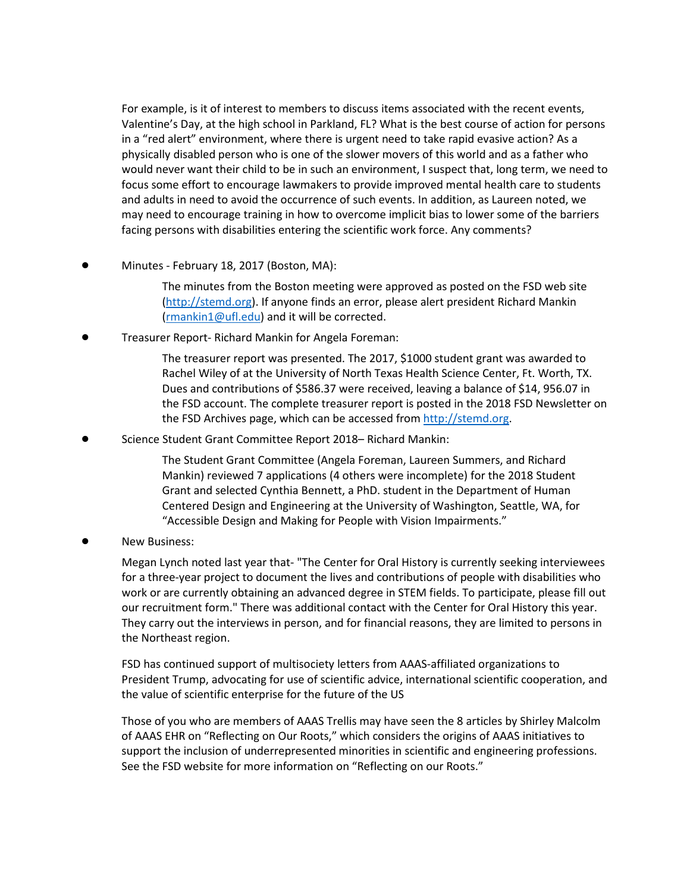For example, is it of interest to members to discuss items associated with the recent events, Valentine's Day, at the high school in Parkland, FL? What is the best course of action for persons in a "red alert" environment, where there is urgent need to take rapid evasive action? As a physically disabled person who is one of the slower movers of this world and as a father who would never want their child to be in such an environment, I suspect that, long term, we need to focus some effort to encourage lawmakers to provide improved mental health care to students and adults in need to avoid the occurrence of such events. In addition, as Laureen noted, we may need to encourage training in how to overcome implicit bias to lower some of the barriers facing persons with disabilities entering the scientific work force. Any comments?

- Minutes - February 18, 2017 (Boston, MA):

  The minutes from the Boston meeting were approved as posted on the FSD web site (http://stemd.org). If anyone finds an error, please alert president Richard Mankin (rmankin1@ufl.edu) and it will be corrected.

- Treasurer Report- Richard Mankin for Angela Foreman:

  The treasurer report was presented. The 2017, $1000 student grant was awarded to Rachel Wiley of at the University of North Texas Health Science Center, Ft. Worth, TX. Dues and contributions of $586.37 were received, leaving a balance of $14, 956.07 in the FSD account. The complete treasurer report is posted in the 2018 FSD Newsletter on the FSD Archives page, which can be accessed from http://stemd.org.

- Science Student Grant Committee Report 2018– Richard Mankin:

  The Student Grant Committee (Angela Foreman, Laureen Summers, and Richard Mankin) reviewed 7 applications (4 others were incomplete) for the 2018 Student Grant and selected Cynthia Bennett, a PhD. student in the Department of Human Centered Design and Engineering at the University of Washington, Seattle, WA, for "Accessible Design and Making for People with Vision Impairments."

- New Business:

  Megan Lynch noted last year that- "The Center for Oral History is currently seeking interviewees for a three-year project to document the lives and contributions of people with disabilities who work or are currently obtaining an advanced degree in STEM fields. To participate, please fill out our recruitment form." There was additional contact with the Center for Oral History this year. They carry out the interviews in person, and for financial reasons, they are limited to persons in the Northeast region.

  FSD has continued support of multisociety letters from AAAS-affiliated organizations to President Trump, advocating for use of scientific advice, international scientific cooperation, and the value of scientific enterprise for the future of the US

  Those of you who are members of AAAS Trellis may have seen the 8 articles by Shirley Malcolm of AAAS EHR on "Reflecting on Our Roots," which considers the origins of AAAS initiatives to support the inclusion of underrepresented minorities in scientific and engineering professions. See the FSD website for more information on "Reflecting on our Roots."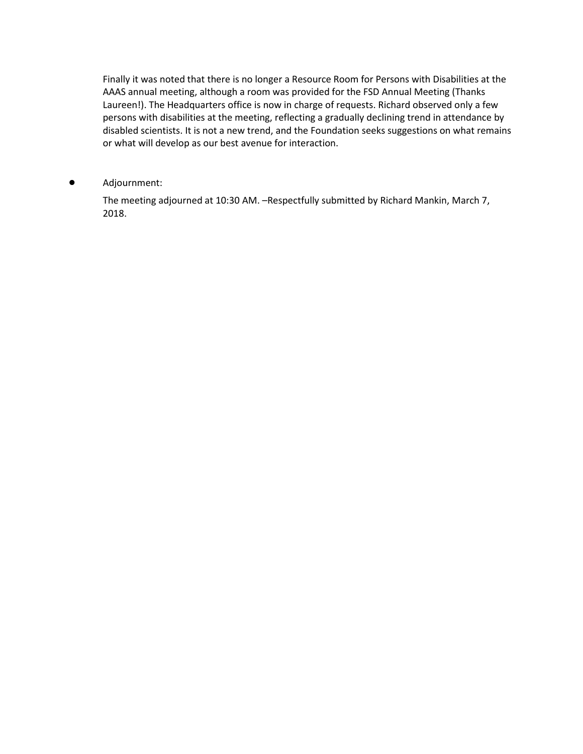Finally it was noted that there is no longer a Resource Room for Persons with Disabilities at the AAAS annual meeting, although a room was provided for the FSD Annual Meeting (Thanks Laureen!). The Headquarters office is now in charge of requests. Richard observed only a few persons with disabilities at the meeting, reflecting a gradually declining trend in attendance by disabled scientists. It is not a new trend, and the Foundation seeks suggestions on what remains or what will develop as our best avenue for interaction.

- Adjournment:

  The meeting adjourned at 10:30 AM. –Respectfully submitted by Richard Mankin, March 7, 2018.